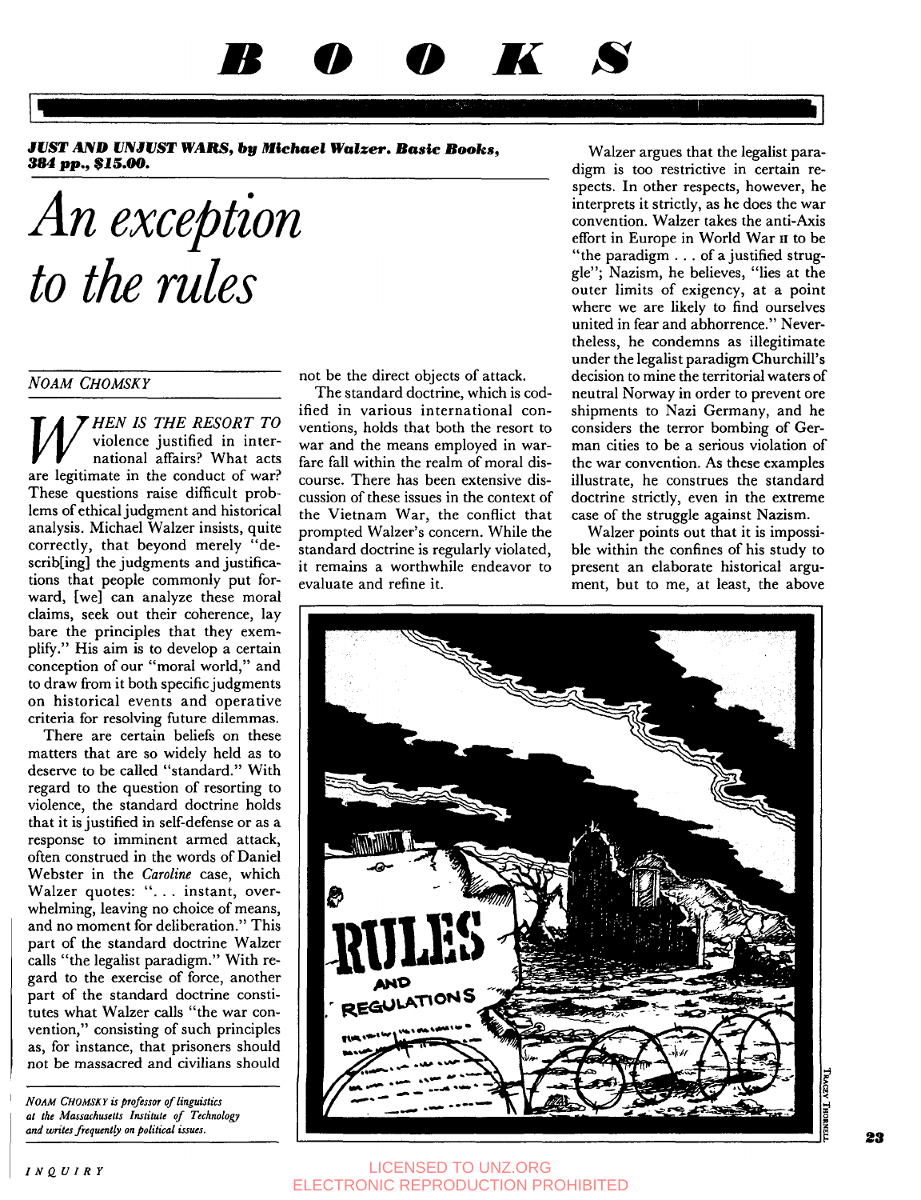# BOOKS

***JUST AND UNJUST WARS, by Michael Walzer. Basic Books, 384 pp., $15.00.***

# *An exception to the rules*

*NOAM CHOMSKY*

WHEN IS THE RESORT TO violence justified in international affairs? What acts are legitimate in the conduct of war? These questions raise difficult problems of ethical judgment and historical analysis. Michael Walzer insists, quite correctly, that beyond merely "describ[ing] the judgments and justifications that people commonly put forward, [we] can analyze these moral claims, seek out their coherence, lay bare the principles that they exemplify." His aim is to develop a certain conception of our "moral world," and to draw from it both specific judgments on historical events and operative criteria for resolving future dilemmas.

There are certain beliefs on these matters that are so widely held as to deserve to be called "standard." With regard to the question of resorting to violence, the standard doctrine holds that it is justified in self-defense or as a response to imminent armed attack, often construed in the words of Daniel Webster in the *Caroline* case, which Walzer quotes: ". . . instant, overwhelming, leaving no choice of means, and no moment for deliberation." This part of the standard doctrine Walzer calls "the legalist paradigm." With regard to the exercise of force, another part of the standard doctrine constitutes what Walzer calls "the war convention," consisting of such principles as, for instance, that prisoners should not be massacred and civilians should not be the direct objects of attack.

The standard doctrine, which is codified in various international conventions, holds that both the resort to war and the means employed in warfare fall within the realm of moral discourse. There has been extensive discussion of these issues in the context of the Vietnam War, the conflict that prompted Walzer's concern. While the standard doctrine is regularly violated, it remains a worthwhile endeavor to evaluate and refine it.

Walzer argues that the legalist paradigm is too restrictive in certain respects. In other respects, however, he interprets it strictly, as he does the war convention. Walzer takes the anti-Axis effort in Europe in World War II to be "the paradigm . . . of a justified struggle"; Nazism, he believes, "lies at the outer limits of exigency, at a point where we are likely to find ourselves united in fear and abhorrence." Nevertheless, he condemns as illegitimate under the legalist paradigm Churchill's decision to mine the territorial waters of neutral Norway in order to prevent ore shipments to Nazi Germany, and he considers the terror bombing of German cities to be a serious violation of the war convention. As these examples illustrate, he construes the standard doctrine strictly, even in the extreme case of the struggle against Nazism.

Walzer points out that it is impossible within the confines of his study to present an elaborate historical argument, but to me, at least, the above

*NOAM CHOMSKY is professor of linguistics at the Massachusetts Institute of Technology and writes frequently on political issues.*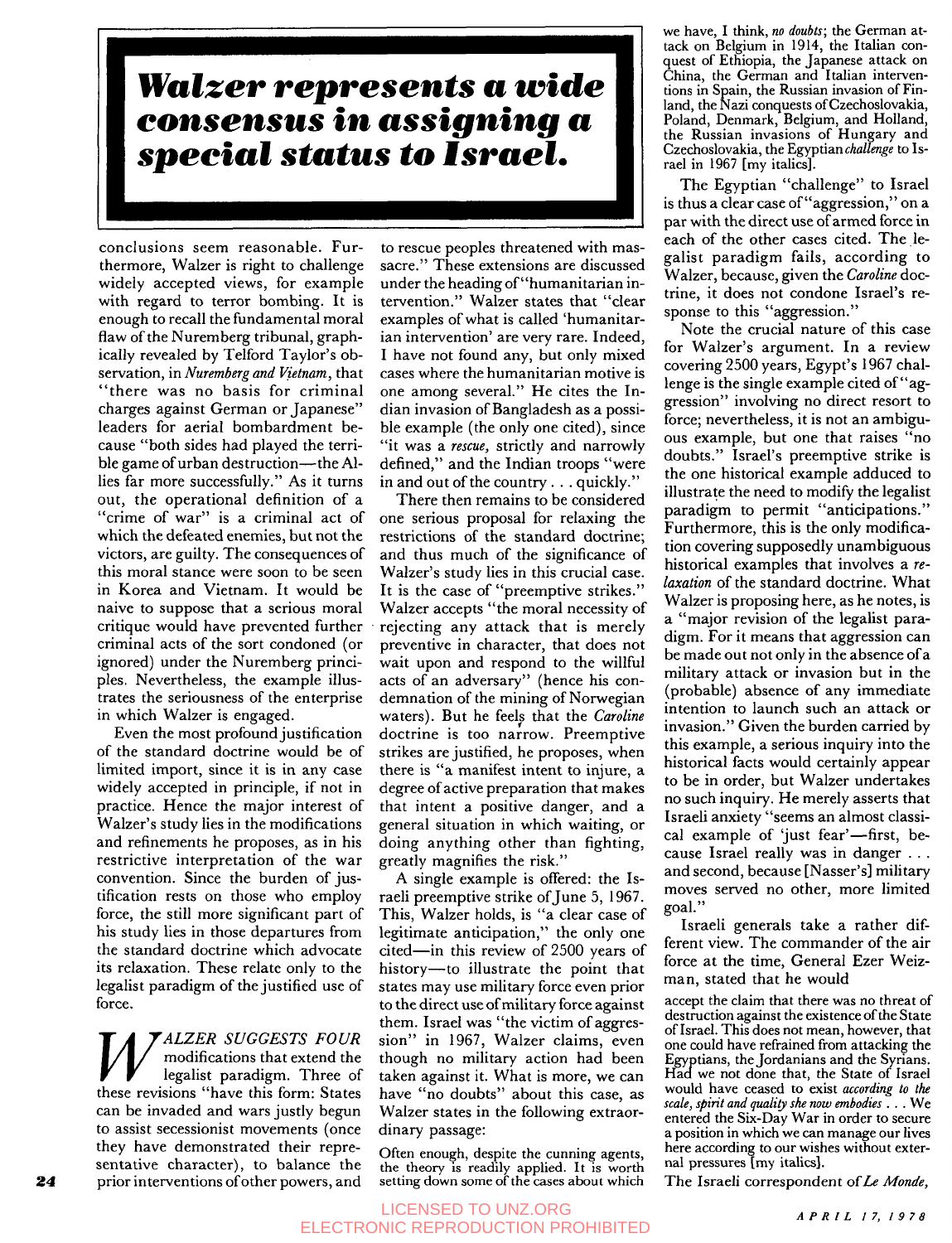> ***Walzer represents a wide consensus in assigning a special status to Israel.***

conclusions seem reasonable. Furthermore, Walzer is right to challenge widely accepted views, for example with regard to terror bombing. It is enough to recall the fundamental moral flaw of the Nuremberg tribunal, graphically revealed by Telford Taylor's observation, in *Nuremberg and Vietnam*, that "there was no basis for criminal charges against German or Japanese" leaders for aerial bombardment because "both sides had played the terrible game of urban destruction—the Allies far more successfully." As it turns out, the operational definition of a "crime of war" is a criminal act of which the defeated enemies, but not the victors, are guilty. The consequences of this moral stance were soon to be seen in Korea and Vietnam. It would be naive to suppose that a serious moral critique would have prevented further criminal acts of the sort condoned (or ignored) under the Nuremberg principles. Nevertheless, the example illustrates the seriousness of the enterprise in which Walzer is engaged.

Even the most profound justification of the standard doctrine would be of limited import, since it is in any case widely accepted in principle, if not in practice. Hence the major interest of Walzer's study lies in the modifications and refinements he proposes, as in his restrictive interpretation of the war convention. Since the burden of justification rests on those who employ force, the still more significant part of his study lies in those departures from the standard doctrine which advocate its relaxation. These relate only to the legalist paradigm of the justified use of force.

*WALZER SUGGESTS FOUR* modifications that extend the legalist paradigm. Three of these revisions "have this form: States can be invaded and wars justly begun to assist secessionist movements (once they have demonstrated their representative character), to balance the prior interventions of other powers, and to rescue peoples threatened with massacre." These extensions are discussed under the heading of "humanitarian intervention." Walzer states that "clear examples of what is called 'humanitarian intervention' are very rare. Indeed, I have not found any, but only mixed cases where the humanitarian motive is one among several." He cites the Indian invasion of Bangladesh as a possible example (the only one cited), since "it was a *rescue*, strictly and narrowly defined," and the Indian troops "were in and out of the country . . . quickly."

There then remains to be considered one serious proposal for relaxing the restrictions of the standard doctrine; and thus much of the significance of Walzer's study lies in this crucial case. It is the case of "preemptive strikes." Walzer accepts "the moral necessity of rejecting any attack that is merely preventive in character, that does not wait upon and respond to the willful acts of an adversary" (hence his condemnation of the mining of Norwegian waters). But he feels that the *Caroline* doctrine is too narrow. Preemptive strikes are justified, he proposes, when there is "a manifest intent to injure, a degree of active preparation that makes that intent a positive danger, and a general situation in which waiting, or doing anything other than fighting, greatly magnifies the risk."

A single example is offered: the Israeli preemptive strike of June 5, 1967. This, Walzer holds, is "a clear case of legitimate anticipation," the only one cited—in this review of 2500 years of history—to illustrate the point that states may use military force even prior to the direct use of military force against them. Israel was "the victim of aggression" in 1967, Walzer claims, even though no military action had been taken against it. What is more, we can have "no doubts" about this case, as Walzer states in the following extraordinary passage:

> Often enough, despite the cunning agents, the theory is readily applied. It is worth setting down some of the cases about which we have, I think, *no doubts*; the German attack on Belgium in 1914, the Italian conquest of Ethiopia, the Japanese attack on China, the German and Italian interventions in Spain, the Russian invasion of Finland, the Nazi conquests of Czechoslovakia, Poland, Denmark, Belgium, and Holland, the Russian invasions of Hungary and Czechoslovakia, the Egyptian *challenge* to Israel in 1967 [my italics].

The Egyptian "challenge" to Israel is thus a clear case of "aggression," on a par with the direct use of armed force in each of the other cases cited. The legalist paradigm fails, according to Walzer, because, given the *Caroline* doctrine, it does not condone Israel's response to this "aggression."

Note the crucial nature of this case for Walzer's argument. In a review covering 2500 years, Egypt's 1967 challenge is the single example cited of "aggression" involving no direct resort to force; nevertheless, it is not an ambiguous example, but one that raises "no doubts." Israel's preemptive strike is the one historical example adduced to illustrate the need to modify the legalist paradigm to permit "anticipations." Furthermore, this is the only modification covering supposedly unambiguous historical examples that involves a *relaxation* of the standard doctrine. What Walzer is proposing here, as he notes, is a "major revision of the legalist paradigm. For it means that aggression can be made out not only in the absence of a military attack or invasion but in the (probable) absence of any immediate intention to launch such an attack or invasion." Given the burden carried by this example, a serious inquiry into the historical facts would certainly appear to be in order, but Walzer undertakes no such inquiry. He merely asserts that Israeli anxiety "seems an almost classical example of 'just fear'—first, because Israel really was in danger . . . and second, because [Nasser's] military moves served no other, more limited goal."

Israeli generals take a rather different view. The commander of the air force at the time, General Ezer Weizman, stated that he would

> accept the claim that there was no threat of destruction against the existence of the State of Israel. This does not mean, however, that one could have refrained from attacking the Egyptians, the Jordanians and the Syrians. Had we not done that, the State of Israel would have ceased to exist *according to the scale, spirit and quality she now embodies* . . . We entered the Six-Day War in order to secure a position in which we can manage our lives here according to our wishes without external pressures [my italics].

The Israeli correspondent of *Le Monde,*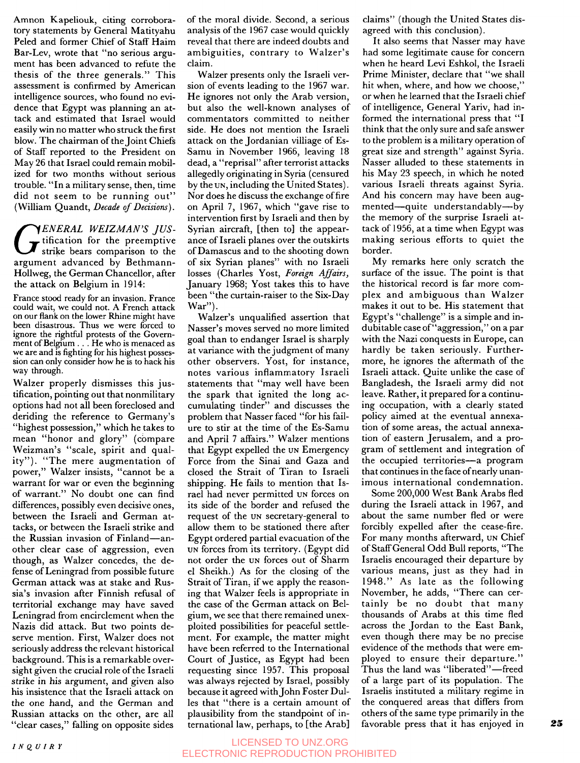Amnon Kapeliouk, citing corroboratory statements by General Matityahu Peled and former Chief of Staff Haim Bar-Lev, wrote that "no serious argument has been advanced to refute the thesis of the three generals." This assessment is confirmed by American intelligence sources, who found no evidence that Egypt was planning an attack and estimated that Israel would easily win no matter who struck the first blow. The chairman of the Joint Chiefs of Staff reported to the President on May 26 that Israel could remain mobilized for two months without serious trouble. "In a military sense, then, time did not seem to be running out" (William Quandt, *Decade of Decisions*).

*GENERAL WEIZMAN'S JUS*tification for the preemptive strike bears comparison to the argument advanced by Bethmann-Hollweg, the German Chancellor, after the attack on Belgium in 1914:

> France stood ready for an invasion. France could wait, we could not. A French attack on our flank on the lower Rhine might have been disastrous. Thus we were forced to ignore the rightful protests of the Government of Belgium . . . He who is menaced as we are and is fighting for his highest possession can only consider how he is to hack his way through.

Walzer properly dismisses this justification, pointing out that nonmilitary options had not all been foreclosed and deriding the reference to Germany's "highest possession," which he takes to mean "honor and glory" (compare Weizman's "scale, spirit and quality"). "The mere augmentation of power," Walzer insists, "cannot be a warrant for war or even the beginning of warrant." No doubt one can find differences, possibly even decisive ones, between the Israeli and German attacks, or between the Israeli strike and the Russian invasion of Finland—another clear case of aggression, even though, as Walzer concedes, the defense of Leningrad from possible future German attack was at stake and Russia's invasion after Finnish refusal of territorial exchange may have saved Leningrad from encirclement when the Nazis did attack. But two points deserve mention. First, Walzer does not seriously address the relevant historical background. This is a remarkable oversight given the crucial role of the Israeli strike in his argument, and given also his insistence that the Israeli attack on the one hand, and the German and Russian attacks on the other, are all "clear cases," falling on opposite sides of the moral divide. Second, a serious analysis of the 1967 case would quickly reveal that there are indeed doubts and ambiguities, contrary to Walzer's claim.

Walzer presents only the Israeli version of events leading to the 1967 war. He ignores not only the Arab version, but also the well-known analyses of commentators committed to neither side. He does not mention the Israeli attack on the Jordanian villiage of Es-Samu in November 1966, leaving 18 dead, a "reprisal" after terrorist attacks allegedly originating in Syria (censured by the UN, including the United States). Nor does he discuss the exchange of fire on April 7, 1967, which "gave rise to intervention first by Israeli and then by Syrian aircraft, [then to] the appearance of Israeli planes over the outskirts of Damascus and to the shooting down of six Syrian planes" with no Israeli losses (Charles Yost, *Foreign Affairs*, January 1968; Yost takes this to have been "the curtain-raiser to the Six-Day War").

Walzer's unqualified assertion that Nasser's moves served no more limited goal than to endanger Israel is sharply at variance with the judgment of many other observers. Yost, for instance, notes various inflammatory Israeli statements that "may well have been the spark that ignited the long accumulating tinder" and discusses the problem that Nasser faced "for his failure to stir at the time of the Es-Samu and April 7 affairs." Walzer mentions that Egypt expelled the UN Emergency Force from the Sinai and Gaza and closed the Strait of Tiran to Israeli shipping. He fails to mention that Israel had never permitted UN forces on its side of the border and refused the request of the UN secretary-general to allow them to be stationed there after Egypt ordered partial evacuation of the UN forces from its territory. (Egypt did not order the UN forces out of Sharm el Sheikh.) As for the closing of the Strait of Tiran, if we apply the reasoning that Walzer feels is appropriate in the case of the German attack on Belgium, we see that there remained unexploited possibilities for peaceful settlement. For example, the matter might have been referred to the International Court of Justice, as Egypt had been requesting since 1957. This proposal was always rejected by Israel, possibly because it agreed with John Foster Dulles that "there is a certain amount of plausibility from the standpoint of international law, perhaps, to [the Arab] claims" (though the United States disagreed with this conclusion).

It also seems that Nasser may have had some legitimate cause for concern when he heard Levi Eshkol, the Israeli Prime Minister, declare that "we shall hit when, where, and how we choose," or when he learned that the Israeli chief of intelligence, General Yariv, had informed the international press that "I think that the only sure and safe answer to the problem is a military operation of great size and strength" against Syria. Nasser alluded to these statements in his May 23 speech, in which he noted various Israeli threats against Syria. And his concern may have been augmented—quite understandably—by the memory of the surprise Israeli attack of 1956, at a time when Egypt was making serious efforts to quiet the border.

My remarks here only scratch the surface of the issue. The point is that the historical record is far more complex and ambiguous than Walzer makes it out to be. His statement that Egypt's "challenge" is a simple and indubitable case of "aggression," on a par with the Nazi conquests in Europe, can hardly be taken seriously. Furthermore, he ignores the aftermath of the Israeli attack. Quite unlike the case of Bangladesh, the Israeli army did not leave. Rather, it prepared for a continuing occupation, with a clearly stated policy aimed at the eventual annexation of some areas, the actual annexation of eastern Jerusalem, and a program of settlement and integration of the occupied territories—a program that continues in the face of nearly unanimous international condemnation.

Some 200,000 West Bank Arabs fled during the Israeli attack in 1967, and about the same number fled or were forcibly expelled after the cease-fire. For many months afterward, UN Chief of Staff General Odd Bull reports, "The Israelis encouraged their departure by various means, just as they had in 1948." As late as the following November, he adds, "There can certainly be no doubt that many thousands of Arabs at this time fled across the Jordan to the East Bank, even though there may be no precise evidence of the methods that were employed to ensure their departure." Thus the land was "liberated"—freed of a large part of its population. The Israelis instituted a military regime in the conquered areas that differs from others of the same type primarily in the favorable press that it has enjoyed in